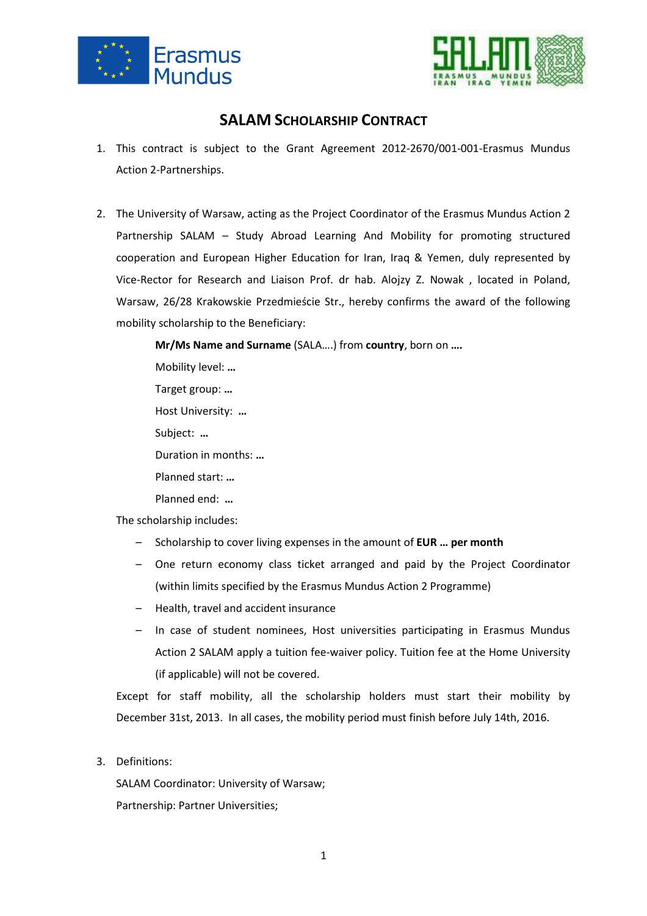# SALAM Scholarship Contract

1. This contract is subject to the Grant Agreement 2012-2670/001-001-Erasmus Mundus Action 2-Partnerships.

2. The University of Warsaw, acting as the Project Coordinator of the Erasmus Mundus Action 2 Partnership SALAM – Study Abroad Learning And Mobility for promoting structured cooperation and European Higher Education for Iran, Iraq & Yemen, duly represented by Vice-Rector for Research and Liaison Prof. dr hab. Alojzy Z. Nowak , located in Poland, Warsaw, 26/28 Krakowskie Przedmieście Str., hereby confirms the award of the following mobility scholarship to the Beneficiary:

   **Mr/Ms Name and Surname** (SALA….) from **country**, born on **….**

   Mobility level: **…**

   Target group: **…**

   Host University: **…**

   Subject: **…**

   Duration in months: **…**

   Planned start: **…**

   Planned end: **…**

   The scholarship includes:

   – Scholarship to cover living expenses in the amount of **EUR … per month**
   – One return economy class ticket arranged and paid by the Project Coordinator (within limits specified by the Erasmus Mundus Action 2 Programme)
   – Health, travel and accident insurance
   – In case of student nominees, Host universities participating in Erasmus Mundus Action 2 SALAM apply a tuition fee-waiver policy. Tuition fee at the Home University (if applicable) will not be covered.

   Except for staff mobility, all the scholarship holders must start their mobility by December 31st, 2013. In all cases, the mobility period must finish before July 14th, 2016.

3. Definitions:

   SALAM Coordinator: University of Warsaw;

   Partnership: Partner Universities;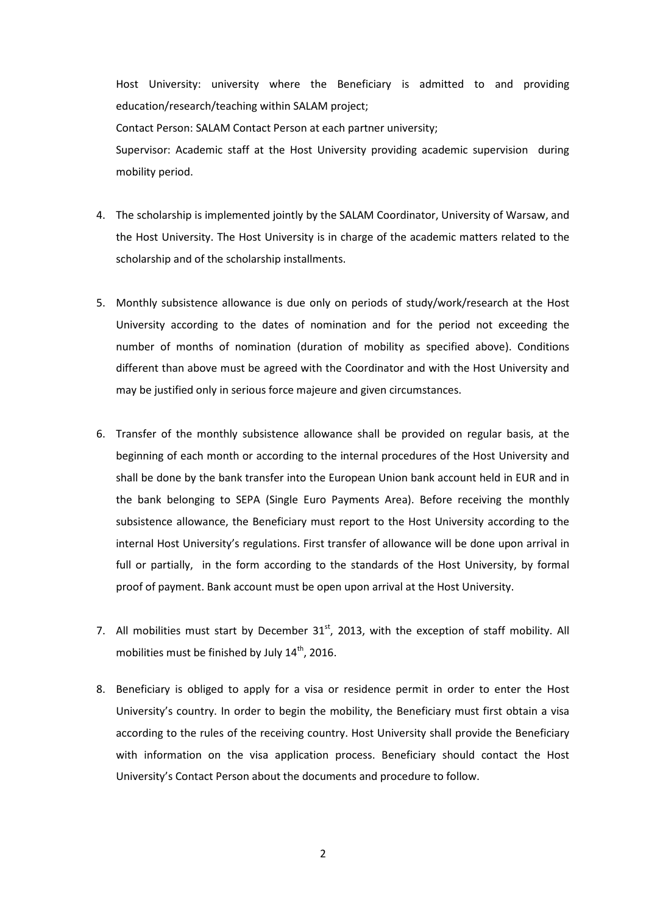Host University: university where the Beneficiary is admitted to and providing education/research/teaching within SALAM project;

Contact Person: SALAM Contact Person at each partner university;

Supervisor: Academic staff at the Host University providing academic supervision during mobility period.

4. The scholarship is implemented jointly by the SALAM Coordinator, University of Warsaw, and the Host University. The Host University is in charge of the academic matters related to the scholarship and of the scholarship installments.

5. Monthly subsistence allowance is due only on periods of study/work/research at the Host University according to the dates of nomination and for the period not exceeding the number of months of nomination (duration of mobility as specified above). Conditions different than above must be agreed with the Coordinator and with the Host University and may be justified only in serious force majeure and given circumstances.

6. Transfer of the monthly subsistence allowance shall be provided on regular basis, at the beginning of each month or according to the internal procedures of the Host University and shall be done by the bank transfer into the European Union bank account held in EUR and in the bank belonging to SEPA (Single Euro Payments Area). Before receiving the monthly subsistence allowance, the Beneficiary must report to the Host University according to the internal Host University's regulations. First transfer of allowance will be done upon arrival in full or partially, in the form according to the standards of the Host University, by formal proof of payment. Bank account must be open upon arrival at the Host University.

7. All mobilities must start by December 31st, 2013, with the exception of staff mobility. All mobilities must be finished by July 14th, 2016.

8. Beneficiary is obliged to apply for a visa or residence permit in order to enter the Host University's country. In order to begin the mobility, the Beneficiary must first obtain a visa according to the rules of the receiving country. Host University shall provide the Beneficiary with information on the visa application process. Beneficiary should contact the Host University's Contact Person about the documents and procedure to follow.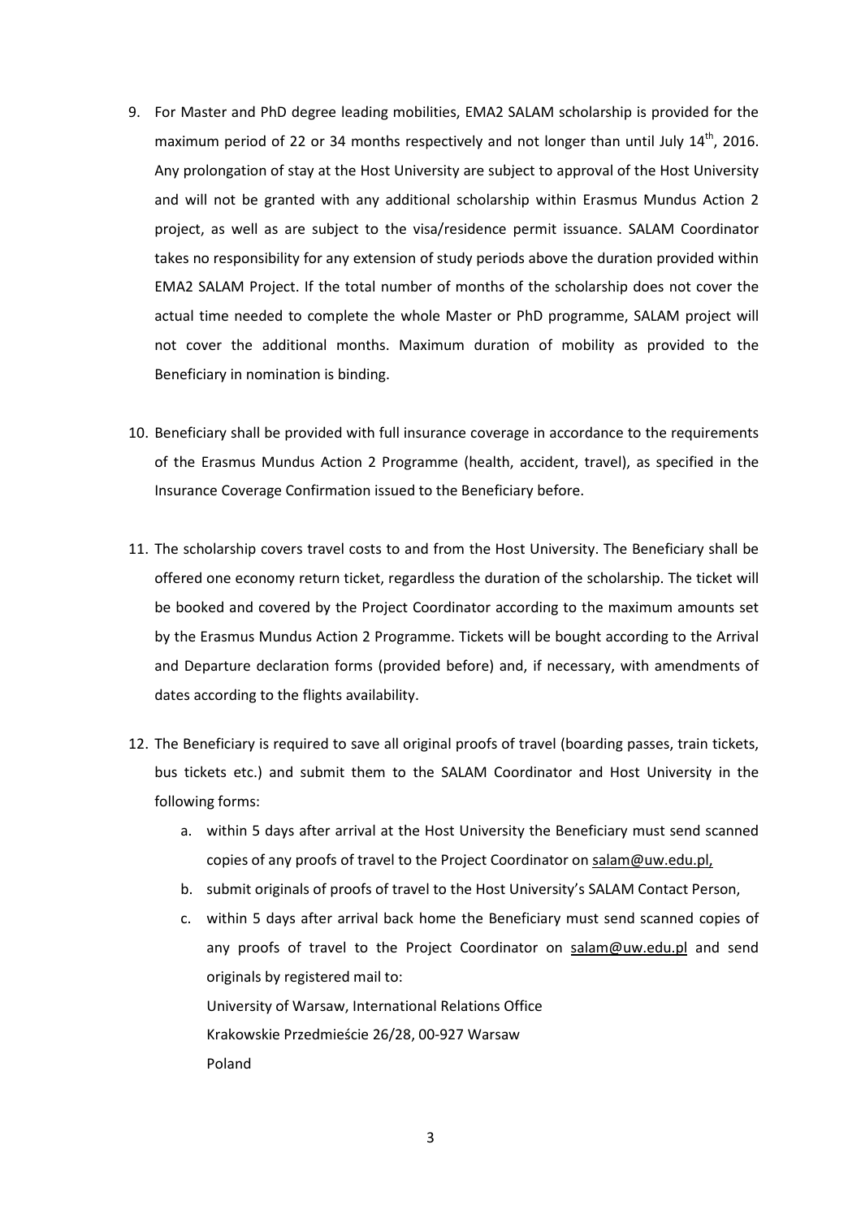9. For Master and PhD degree leading mobilities, EMA2 SALAM scholarship is provided for the maximum period of 22 or 34 months respectively and not longer than until July 14th, 2016. Any prolongation of stay at the Host University are subject to approval of the Host University and will not be granted with any additional scholarship within Erasmus Mundus Action 2 project, as well as are subject to the visa/residence permit issuance. SALAM Coordinator takes no responsibility for any extension of study periods above the duration provided within EMA2 SALAM Project. If the total number of months of the scholarship does not cover the actual time needed to complete the whole Master or PhD programme, SALAM project will not cover the additional months. Maximum duration of mobility as provided to the Beneficiary in nomination is binding.

10. Beneficiary shall be provided with full insurance coverage in accordance to the requirements of the Erasmus Mundus Action 2 Programme (health, accident, travel), as specified in the Insurance Coverage Confirmation issued to the Beneficiary before.

11. The scholarship covers travel costs to and from the Host University. The Beneficiary shall be offered one economy return ticket, regardless the duration of the scholarship. The ticket will be booked and covered by the Project Coordinator according to the maximum amounts set by the Erasmus Mundus Action 2 Programme. Tickets will be bought according to the Arrival and Departure declaration forms (provided before) and, if necessary, with amendments of dates according to the flights availability.

12. The Beneficiary is required to save all original proofs of travel (boarding passes, train tickets, bus tickets etc.) and submit them to the SALAM Coordinator and Host University in the following forms:
    a. within 5 days after arrival at the Host University the Beneficiary must send scanned copies of any proofs of travel to the Project Coordinator on salam@uw.edu.pl,
    b. submit originals of proofs of travel to the Host University's SALAM Contact Person,
    c. within 5 days after arrival back home the Beneficiary must send scanned copies of any proofs of travel to the Project Coordinator on salam@uw.edu.pl and send originals by registered mail to:
       University of Warsaw, International Relations Office
       Krakowskie Przedmieście 26/28, 00-927 Warsaw
       Poland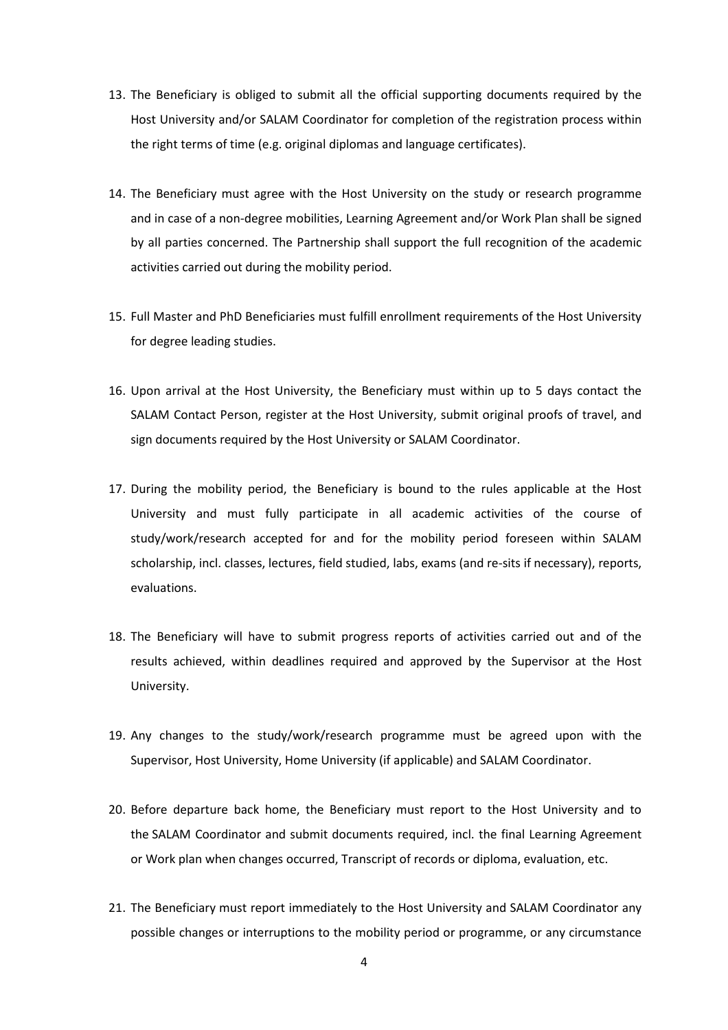13. The Beneficiary is obliged to submit all the official supporting documents required by the Host University and/or SALAM Coordinator for completion of the registration process within the right terms of time (e.g. original diplomas and language certificates).

14. The Beneficiary must agree with the Host University on the study or research programme and in case of a non-degree mobilities, Learning Agreement and/or Work Plan shall be signed by all parties concerned. The Partnership shall support the full recognition of the academic activities carried out during the mobility period.

15. Full Master and PhD Beneficiaries must fulfill enrollment requirements of the Host University for degree leading studies.

16. Upon arrival at the Host University, the Beneficiary must within up to 5 days contact the SALAM Contact Person, register at the Host University, submit original proofs of travel, and sign documents required by the Host University or SALAM Coordinator.

17. During the mobility period, the Beneficiary is bound to the rules applicable at the Host University and must fully participate in all academic activities of the course of study/work/research accepted for and for the mobility period foreseen within SALAM scholarship, incl. classes, lectures, field studied, labs, exams (and re-sits if necessary), reports, evaluations.

18. The Beneficiary will have to submit progress reports of activities carried out and of the results achieved, within deadlines required and approved by the Supervisor at the Host University.

19. Any changes to the study/work/research programme must be agreed upon with the Supervisor, Host University, Home University (if applicable) and SALAM Coordinator.

20. Before departure back home, the Beneficiary must report to the Host University and to the SALAM Coordinator and submit documents required, incl. the final Learning Agreement or Work plan when changes occurred, Transcript of records or diploma, evaluation, etc.

21. The Beneficiary must report immediately to the Host University and SALAM Coordinator any possible changes or interruptions to the mobility period or programme, or any circumstance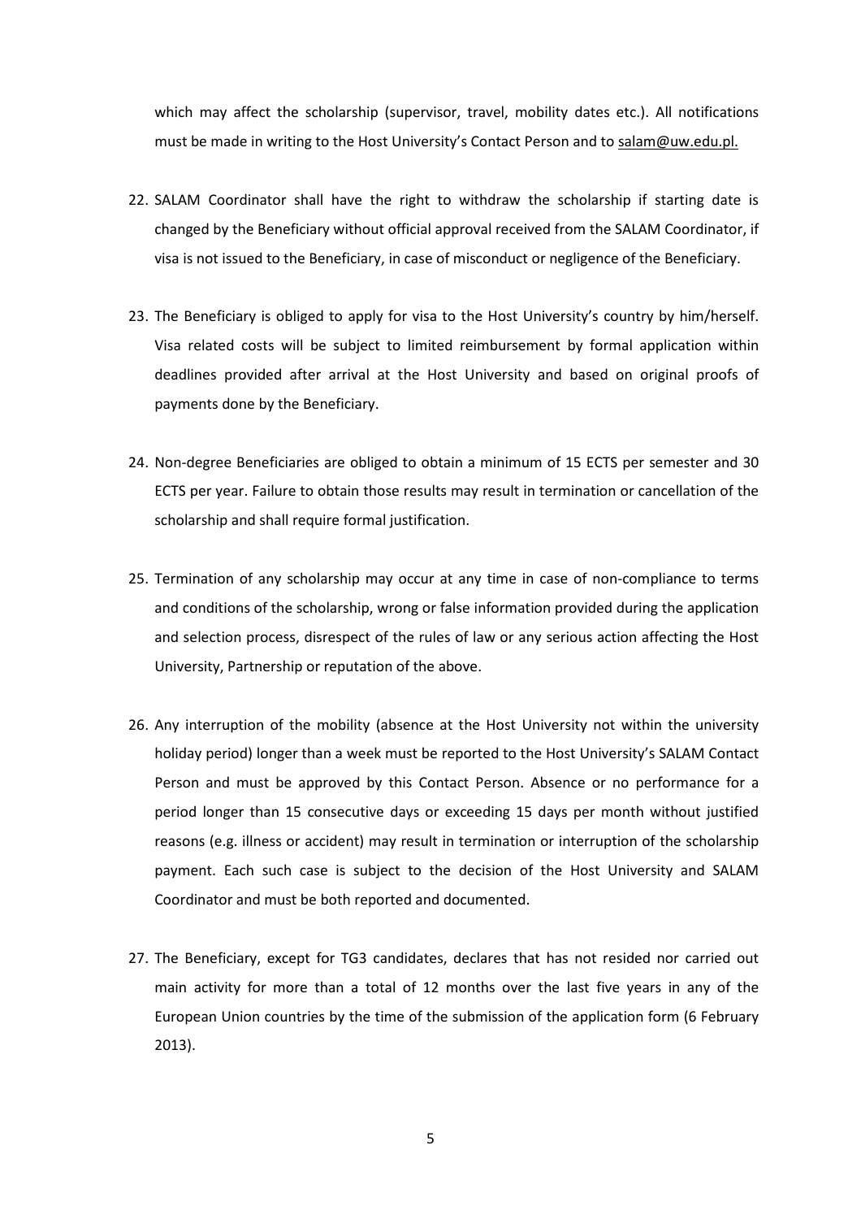which may affect the scholarship (supervisor, travel, mobility dates etc.). All notifications must be made in writing to the Host University's Contact Person and to salam@uw.edu.pl.

22. SALAM Coordinator shall have the right to withdraw the scholarship if starting date is changed by the Beneficiary without official approval received from the SALAM Coordinator, if visa is not issued to the Beneficiary, in case of misconduct or negligence of the Beneficiary.

23. The Beneficiary is obliged to apply for visa to the Host University's country by him/herself. Visa related costs will be subject to limited reimbursement by formal application within deadlines provided after arrival at the Host University and based on original proofs of payments done by the Beneficiary.

24. Non-degree Beneficiaries are obliged to obtain a minimum of 15 ECTS per semester and 30 ECTS per year. Failure to obtain those results may result in termination or cancellation of the scholarship and shall require formal justification.

25. Termination of any scholarship may occur at any time in case of non-compliance to terms and conditions of the scholarship, wrong or false information provided during the application and selection process, disrespect of the rules of law or any serious action affecting the Host University, Partnership or reputation of the above.

26. Any interruption of the mobility (absence at the Host University not within the university holiday period) longer than a week must be reported to the Host University's SALAM Contact Person and must be approved by this Contact Person. Absence or no performance for a period longer than 15 consecutive days or exceeding 15 days per month without justified reasons (e.g. illness or accident) may result in termination or interruption of the scholarship payment. Each such case is subject to the decision of the Host University and SALAM Coordinator and must be both reported and documented.

27. The Beneficiary, except for TG3 candidates, declares that has not resided nor carried out main activity for more than a total of 12 months over the last five years in any of the European Union countries by the time of the submission of the application form (6 February 2013).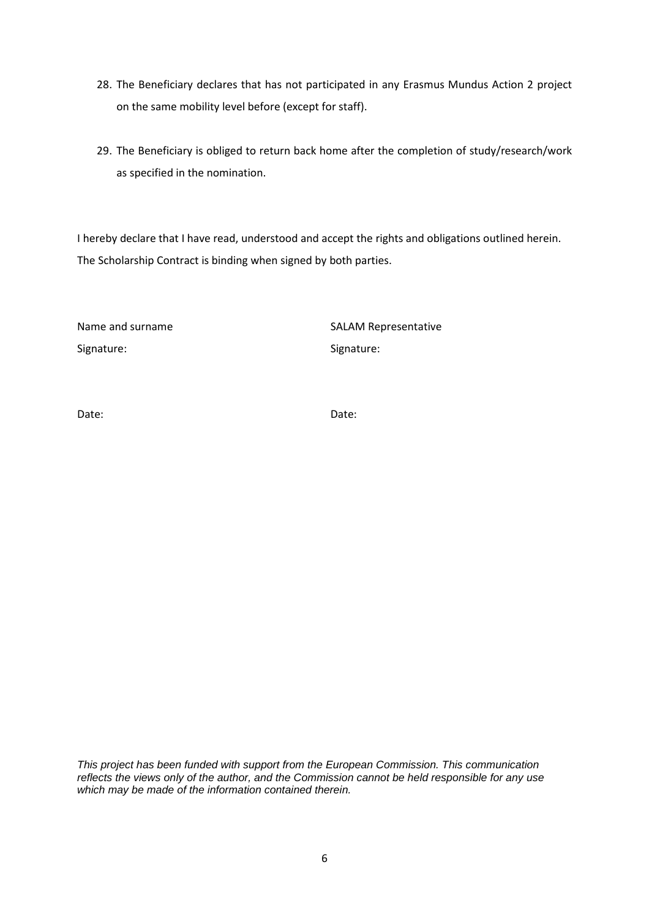28. The Beneficiary declares that has not participated in any Erasmus Mundus Action 2 project on the same mobility level before (except for staff).

29. The Beneficiary is obliged to return back home after the completion of study/research/work as specified in the nomination.

I hereby declare that I have read, understood and accept the rights and obligations outlined herein. The Scholarship Contract is binding when signed by both parties.

| | |
|---|---|
| Name and surname | SALAM Representative |
| Signature: | Signature: |
| Date: | Date: |

*This project has been funded with support from the European Commission. This communication reflects the views only of the author, and the Commission cannot be held responsible for any use which may be made of the information contained therein.*